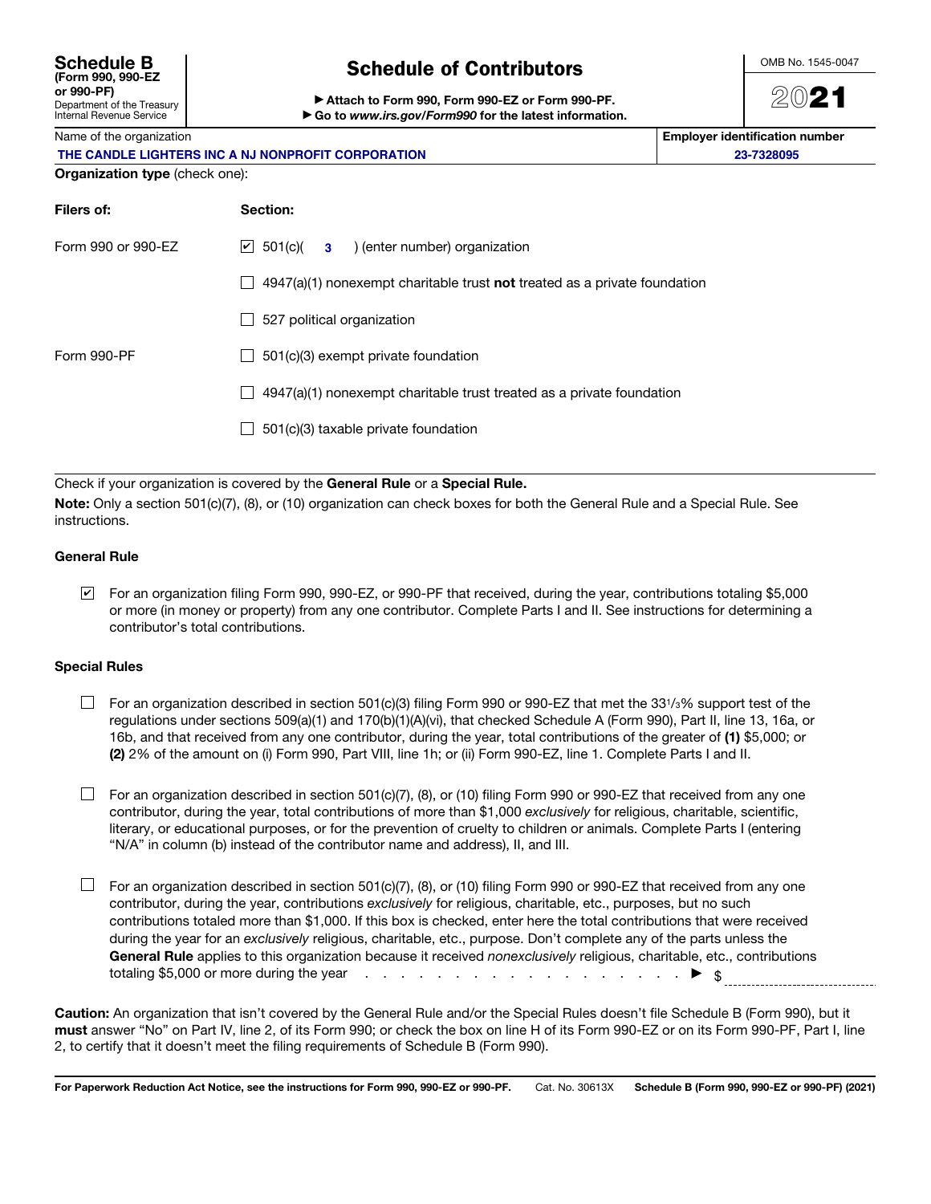**Schedule B**
**(Form 990, 990-EZ or 990-PF)**
Department of the Treasury
Internal Revenue Service

# Schedule of Contributors

▶ **Attach to Form 990, Form 990-EZ or Form 990-PF.**
▶ **Go to *www.irs.gov/Form990* for the latest information.**

OMB No. 1545-0047

**2021**

| Name of the organization | Employer identification number |
|---|---|
| THE CANDLE LIGHTERS INC A NJ NONPROFIT CORPORATION | 23-7328095 |

**Organization type** (check one):

| Filers of: | Section: |
|---|---|
| Form 990 or 990-EZ | ☑ 501(c)( 3 ) (enter number) organization |
| | ☐ 4947(a)(1) nonexempt charitable trust **not** treated as a private foundation |
| | ☐ 527 political organization |
| Form 990-PF | ☐ 501(c)(3) exempt private foundation |
| | ☐ 4947(a)(1) nonexempt charitable trust treated as a private foundation |
| | ☐ 501(c)(3) taxable private foundation |

Check if your organization is covered by the **General Rule** or a **Special Rule.**

**Note:** Only a section 501(c)(7), (8), or (10) organization can check boxes for both the General Rule and a Special Rule. See instructions.

### General Rule

☑ For an organization filing Form 990, 990-EZ, or 990-PF that received, during the year, contributions totaling $5,000 or more (in money or property) from any one contributor. Complete Parts I and II. See instructions for determining a contributor's total contributions.

### Special Rules

☐ For an organization described in section 501(c)(3) filing Form 990 or 990-EZ that met the 33 1/3% support test of the regulations under sections 509(a)(1) and 170(b)(1)(A)(vi), that checked Schedule A (Form 990), Part II, line 13, 16a, or 16b, and that received from any one contributor, during the year, total contributions of the greater of **(1)** $5,000; or **(2)** 2% of the amount on (i) Form 990, Part VIII, line 1h; or (ii) Form 990-EZ, line 1. Complete Parts I and II.

☐ For an organization described in section 501(c)(7), (8), or (10) filing Form 990 or 990-EZ that received from any one contributor, during the year, total contributions of more than $1,000 *exclusively* for religious, charitable, scientific, literary, or educational purposes, or for the prevention of cruelty to children or animals. Complete Parts I (entering "N/A" in column (b) instead of the contributor name and address), II, and III.

☐ For an organization described in section 501(c)(7), (8), or (10) filing Form 990 or 990-EZ that received from any one contributor, during the year, contributions *exclusively* for religious, charitable, etc., purposes, but no such contributions totaled more than $1,000. If this box is checked, enter here the total contributions that were received during the year for an *exclusively* religious, charitable, etc., purpose. Don't complete any of the parts unless the **General Rule** applies to this organization because it received *nonexclusively* religious, charitable, etc., contributions totaling $5,000 or more during the year . . . . . . . . . . . . . . . . . . . . . . ▶ $ ____________

**Caution:** An organization that isn't covered by the General Rule and/or the Special Rules doesn't file Schedule B (Form 990), but it **must** answer "No" on Part IV, line 2, of its Form 990; or check the box on line H of its Form 990-EZ or on its Form 990-PF, Part I, line 2, to certify that it doesn't meet the filing requirements of Schedule B (Form 990).

**For Paperwork Reduction Act Notice, see the instructions for Form 990, 990-EZ or 990-PF.** Cat. No. 30613X **Schedule B (Form 990, 990-EZ or 990-PF) (2021)**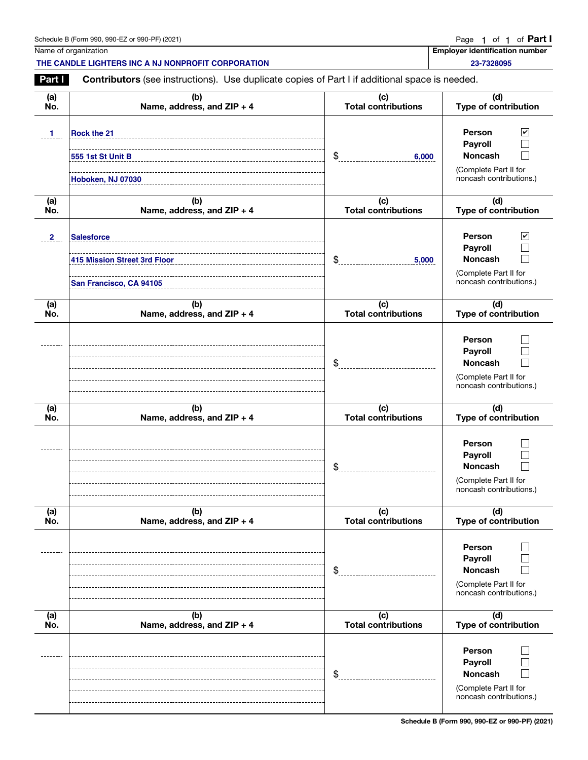Schedule B (Form 990, 990-EZ or 990-PF) (2021)

Page 1 of 1 of **Part I**

| Name of organization | Employer identification number |
|---|---|
| THE CANDLE LIGHTERS INC A NJ NONPROFIT CORPORATION | 23-7328095 |

## Part I — Contributors (see instructions). Use duplicate copies of Part I if additional space is needed.

| (a) No. | (b) Name, address, and ZIP + 4 | (c) Total contributions | (d) Type of contribution |
|---|---|---|---|
| 1 | Rock the 21<br>555 1st St Unit B<br>Hoboken, NJ 07030 | $ 6,000 | Person ☑<br>Payroll ☐<br>Noncash ☐<br>(Complete Part II for noncash contributions.) |
| 2 | Salesforce<br>415 Mission Street 3rd Floor<br>San Francisco, CA 94105 | $ 5,000 | Person ☑<br>Payroll ☐<br>Noncash ☐<br>(Complete Part II for noncash contributions.) |
| | | $ | Person ☐<br>Payroll ☐<br>Noncash ☐<br>(Complete Part II for noncash contributions.) |
| | | $ | Person ☐<br>Payroll ☐<br>Noncash ☐<br>(Complete Part II for noncash contributions.) |
| | | $ | Person ☐<br>Payroll ☐<br>Noncash ☐<br>(Complete Part II for noncash contributions.) |
| | | $ | Person ☐<br>Payroll ☐<br>Noncash ☐<br>(Complete Part II for noncash contributions.) |

Schedule B (Form 990, 990-EZ or 990-PF) (2021)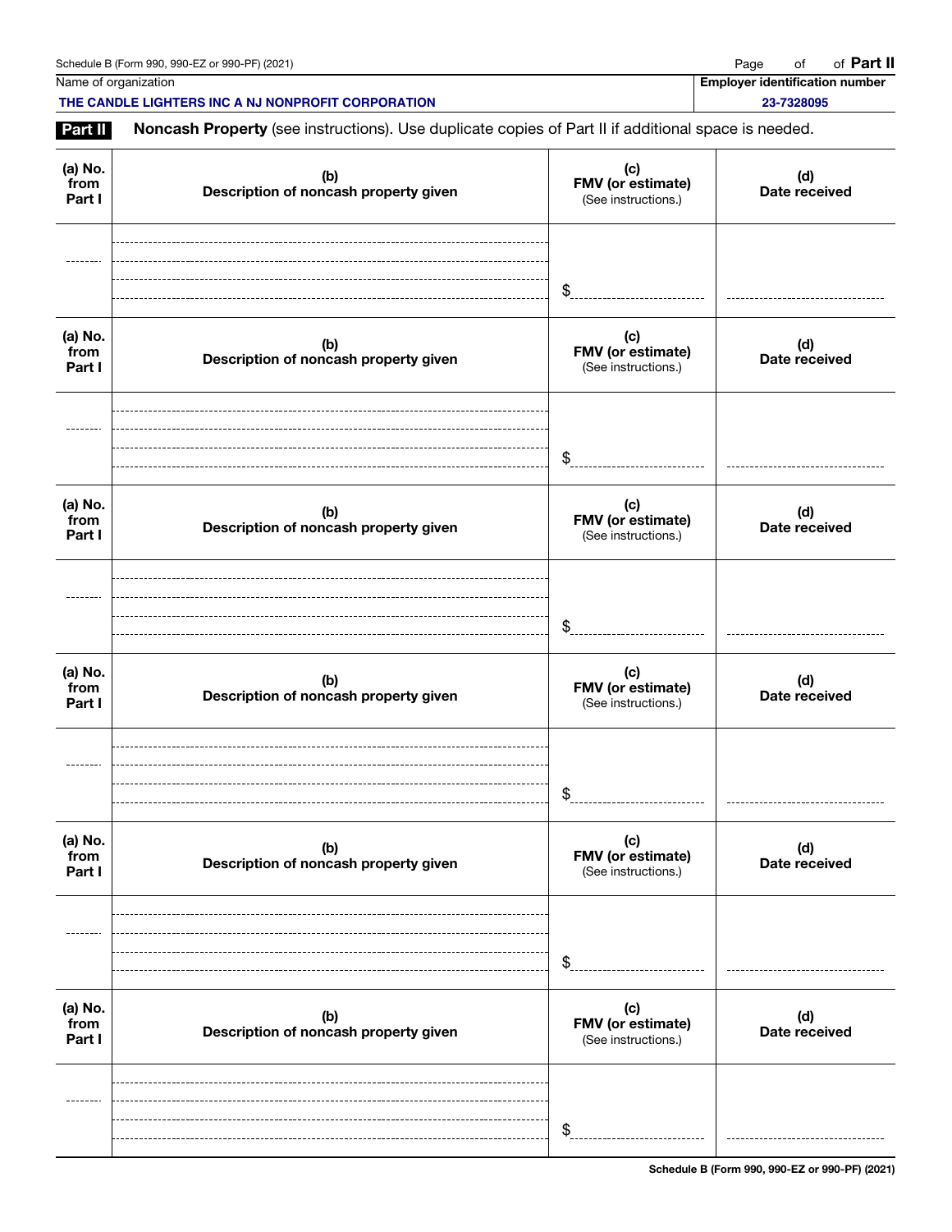Schedule B (Form 990, 990-EZ or 990-PF) (2021) Page of of **Part II**

| Name of organization | Employer identification number |
| --- | --- |
| THE CANDLE LIGHTERS INC A NJ NONPROFIT CORPORATION | 23-7328095 |

**Part II** **Noncash Property** (see instructions). Use duplicate copies of Part II if additional space is needed.

| (a) No. from Part I | (b) Description of noncash property given | (c) FMV (or estimate) (See instructions.) | (d) Date received |
| --- | --- | --- | --- |
| | | $ | |

| (a) No. from Part I | (b) Description of noncash property given | (c) FMV (or estimate) (See instructions.) | (d) Date received |
| --- | --- | --- | --- |
| | | $ | |

| (a) No. from Part I | (b) Description of noncash property given | (c) FMV (or estimate) (See instructions.) | (d) Date received |
| --- | --- | --- | --- |
| | | $ | |

| (a) No. from Part I | (b) Description of noncash property given | (c) FMV (or estimate) (See instructions.) | (d) Date received |
| --- | --- | --- | --- |
| | | $ | |

| (a) No. from Part I | (b) Description of noncash property given | (c) FMV (or estimate) (See instructions.) | (d) Date received |
| --- | --- | --- | --- |
| | | $ | |

| (a) No. from Part I | (b) Description of noncash property given | (c) FMV (or estimate) (See instructions.) | (d) Date received |
| --- | --- | --- | --- |
| | | $ | |

Schedule B (Form 990, 990-EZ or 990-PF) (2021)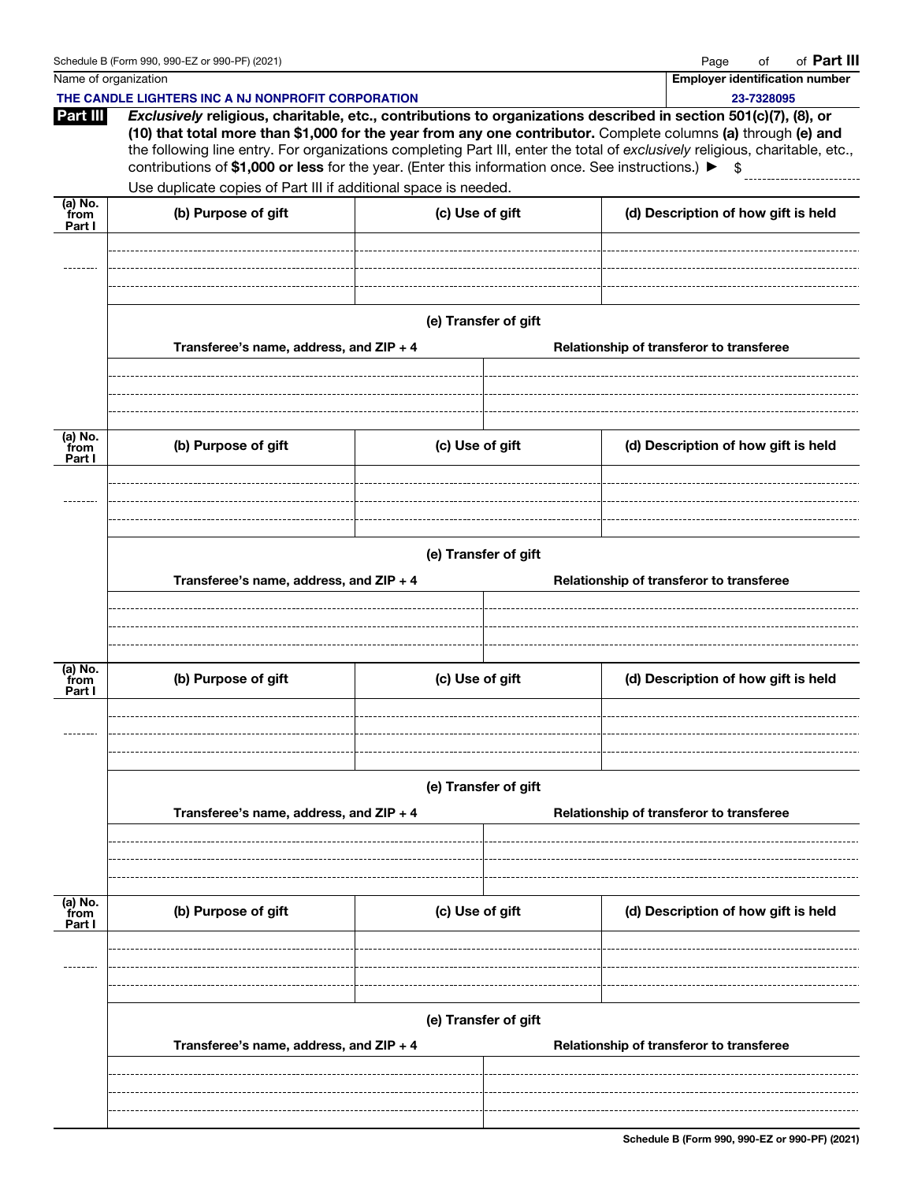Schedule B (Form 990, 990-EZ or 990-PF) (2021) Page of of **Part III**

| Name of organization | Employer identification number |
|---|---|
| THE CANDLE LIGHTERS INC A NJ NONPROFIT CORPORATION | 23-7328095 |

**Part III** ***Exclusively*** **religious, charitable, etc., contributions to organizations described in section 501(c)(7), (8), or (10) that total more than $1,000 for the year from any one contributor.** Complete columns **(a)** through **(e) and** the following line entry. For organizations completing Part III, enter the total of *exclusively* religious, charitable, etc., contributions of **$1,000 or less** for the year. (Enter this information once. See instructions.) ▶ $

Use duplicate copies of Part III if additional space is needed.

| (a) No. from Part I | (b) Purpose of gift | (c) Use of gift | (d) Description of how gift is held |
|---|---|---|---|
| | | | |

**(e) Transfer of gift**

| Transferee's name, address, and ZIP + 4 | Relationship of transferor to transferee |
|---|---|
| | |

| (a) No. from Part I | (b) Purpose of gift | (c) Use of gift | (d) Description of how gift is held |
|---|---|---|---|
| | | | |

**(e) Transfer of gift**

| Transferee's name, address, and ZIP + 4 | Relationship of transferor to transferee |
|---|---|
| | |

| (a) No. from Part I | (b) Purpose of gift | (c) Use of gift | (d) Description of how gift is held |
|---|---|---|---|
| | | | |

**(e) Transfer of gift**

| Transferee's name, address, and ZIP + 4 | Relationship of transferor to transferee |
|---|---|
| | |

| (a) No. from Part I | (b) Purpose of gift | (c) Use of gift | (d) Description of how gift is held |
|---|---|---|---|
| | | | |

**(e) Transfer of gift**

| Transferee's name, address, and ZIP + 4 | Relationship of transferor to transferee |
|---|---|
| | |

Schedule B (Form 990, 990-EZ or 990-PF) (2021)